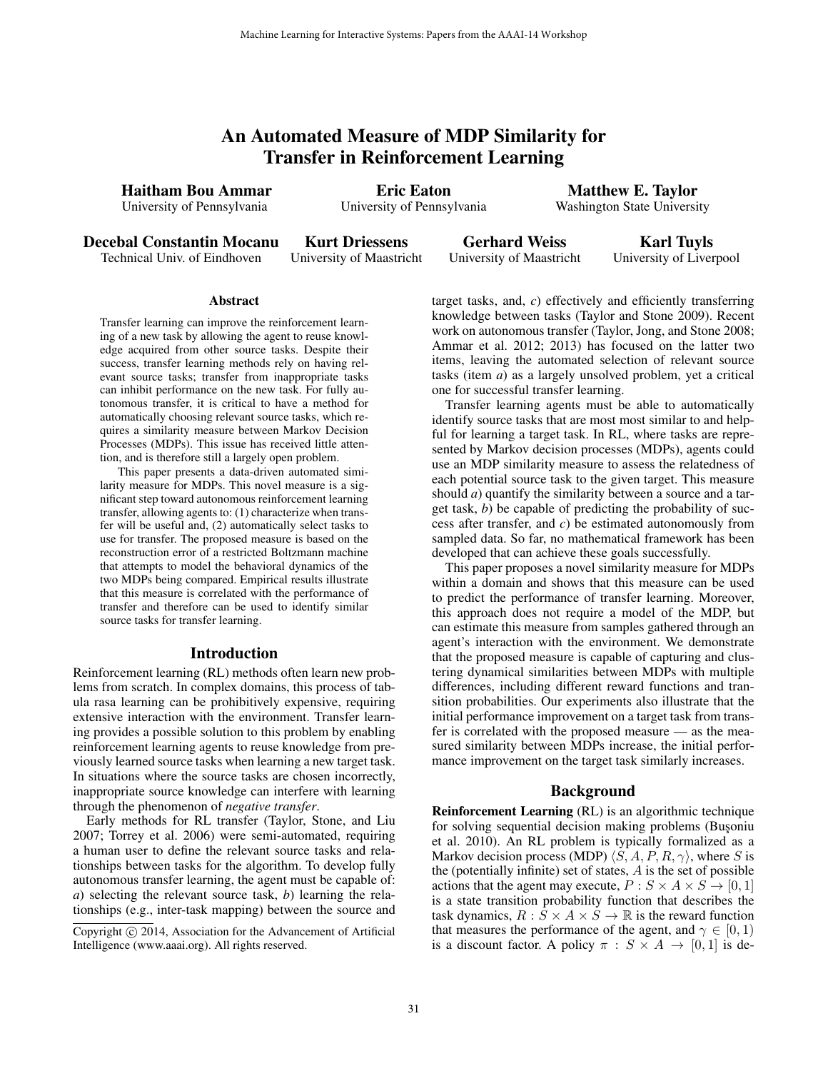# An Automated Measure of MDP Similarity for Transfer in Reinforcement Learning

**Haitham Bou Ammar**
University of Pennsylvania

**Eric Eaton**
University of Pennsylvania

**Matthew E. Taylor**
Washington State University

**Decebal Constantin Mocanu**
Technical Univ. of Eindhoven

**Kurt Driessens**
University of Maastricht

**Gerhard Weiss**
University of Maastricht

**Karl Tuyls**
University of Liverpool

### Abstract

Transfer learning can improve the reinforcement learning of a new task by allowing the agent to reuse knowledge acquired from other source tasks. Despite their success, transfer learning methods rely on having relevant source tasks; transfer from inappropriate tasks can inhibit performance on the new task. For fully autonomous transfer, it is critical to have a method for automatically choosing relevant source tasks, which requires a similarity measure between Markov Decision Processes (MDPs). This issue has received little attention, and is therefore still a largely open problem.

This paper presents a data-driven automated similarity measure for MDPs. This novel measure is a significant step toward autonomous reinforcement learning transfer, allowing agents to: (1) characterize when transfer will be useful and, (2) automatically select tasks to use for transfer. The proposed measure is based on the reconstruction error of a restricted Boltzmann machine that attempts to model the behavioral dynamics of the two MDPs being compared. Empirical results illustrate that this measure is correlated with the performance of transfer and therefore can be used to identify similar source tasks for transfer learning.

## Introduction

Reinforcement learning (RL) methods often learn new problems from scratch. In complex domains, this process of tabula rasa learning can be prohibitively expensive, requiring extensive interaction with the environment. Transfer learning provides a possible solution to this problem by enabling reinforcement learning agents to reuse knowledge from previously learned source tasks when learning a new target task. In situations where the source tasks are chosen incorrectly, inappropriate source knowledge can interfere with learning through the phenomenon of *negative transfer*.

Early methods for RL transfer (Taylor, Stone, and Liu 2007; Torrey et al. 2006) were semi-automated, requiring a human user to define the relevant source tasks and relationships between tasks for the algorithm. To develop fully autonomous transfer learning, the agent must be capable of: *a*) selecting the relevant source task, *b*) learning the relationships (e.g., inter-task mapping) between the source and target tasks, and, *c*) effectively and efficiently transferring knowledge between tasks (Taylor and Stone 2009). Recent work on autonomous transfer (Taylor, Jong, and Stone 2008; Ammar et al. 2012; 2013) has focused on the latter two items, leaving the automated selection of relevant source tasks (item *a*) as a largely unsolved problem, yet a critical one for successful transfer learning.

Transfer learning agents must be able to automatically identify source tasks that are most most similar to and helpful for learning a target task. In RL, where tasks are represented by Markov decision processes (MDPs), agents could use an MDP similarity measure to assess the relatedness of each potential source task to the given target. This measure should *a*) quantify the similarity between a source and a target task, *b*) be capable of predicting the probability of success after transfer, and *c*) be estimated autonomously from sampled data. So far, no mathematical framework has been developed that can achieve these goals successfully.

This paper proposes a novel similarity measure for MDPs within a domain and shows that this measure can be used to predict the performance of transfer learning. Moreover, this approach does not require a model of the MDP, but can estimate this measure from samples gathered through an agent's interaction with the environment. We demonstrate that the proposed measure is capable of capturing and clustering dynamical similarities between MDPs with multiple differences, including different reward functions and transition probabilities. Our experiments also illustrate that the initial performance improvement on a target task from transfer is correlated with the proposed measure — as the measured similarity between MDPs increase, the initial performance improvement on the target task similarly increases.

## Background

**Reinforcement Learning** (RL) is an algorithmic technique for solving sequential decision making problems (Buşoniu et al. 2010). An RL problem is typically formalized as a Markov decision process (MDP) $\langle S, A, P, R, \gamma \rangle$, where $S$ is the (potentially infinite) set of states, $A$ is the set of possible actions that the agent may execute, $P : S \times A \times S \rightarrow [0, 1]$ is a state transition probability function that describes the task dynamics, $R : S \times A \times S \rightarrow \mathbb{R}$ is the reward function that measures the performance of the agent, and $\gamma \in [0, 1)$ is a discount factor. A policy $\pi : S \times A \rightarrow [0, 1]$ is de-

Copyright © 2014, Association for the Advancement of Artificial Intelligence (www.aaai.org). All rights reserved.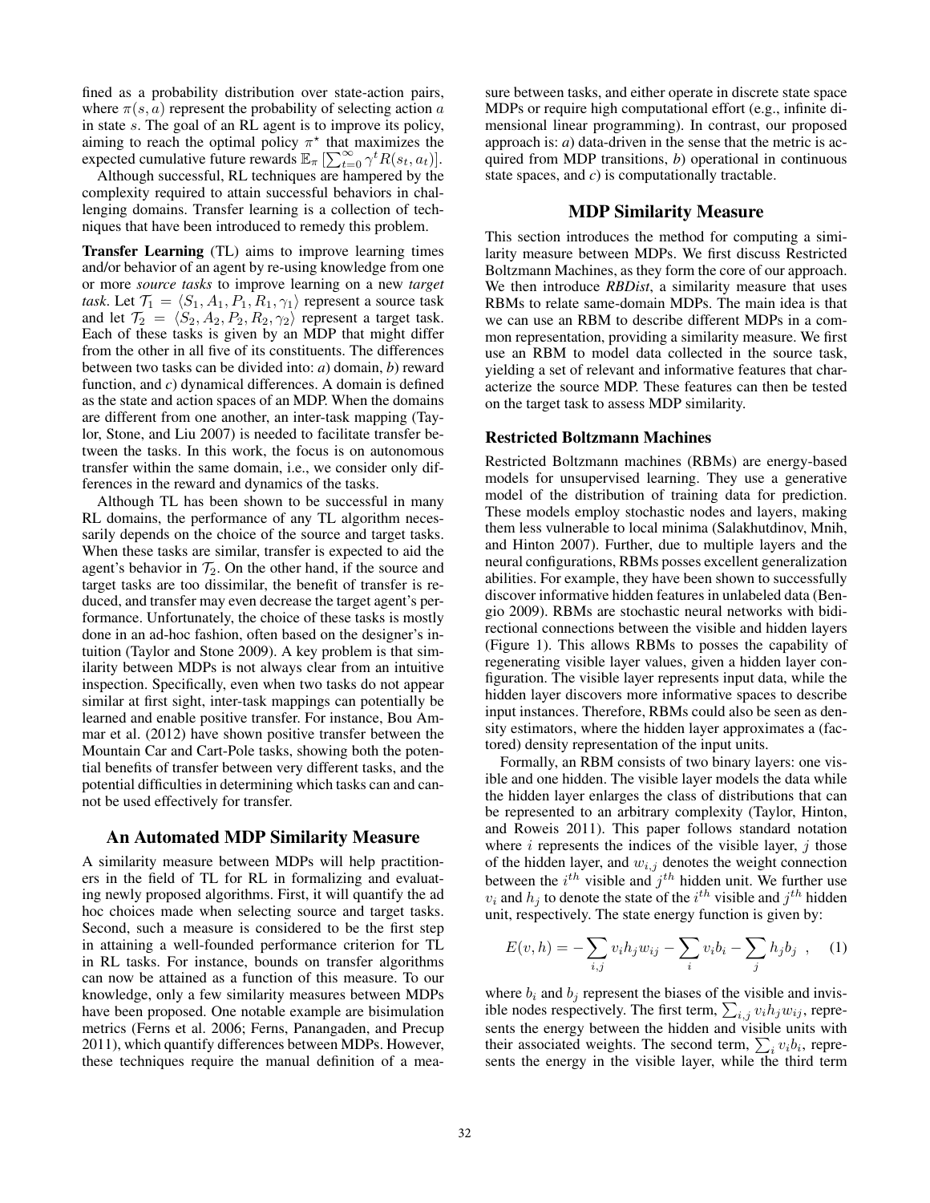fined as a probability distribution over state-action pairs, where $\pi(s, a)$ represent the probability of selecting action $a$ in state $s$. The goal of an RL agent is to improve its policy, aiming to reach the optimal policy $\pi^\star$ that maximizes the expected cumulative future rewards $\mathbb{E}_\pi\left[\sum_{t=0}^{\infty} \gamma^t R(s_t, a_t)\right]$.

Although successful, RL techniques are hampered by the complexity required to attain successful behaviors in challenging domains. Transfer learning is a collection of techniques that have been introduced to remedy this problem.

**Transfer Learning** (TL) aims to improve learning times and/or behavior of an agent by re-using knowledge from one or more *source tasks* to improve learning on a new *target task*. Let $\mathcal{T}_1 = \langle S_1, A_1, P_1, R_1, \gamma_1 \rangle$ represent a source task and let $\mathcal{T}_2 = \langle S_2, A_2, P_2, R_2, \gamma_2 \rangle$ represent a target task. Each of these tasks is given by an MDP that might differ from the other in all five of its constituents. The differences between two tasks can be divided into: *a*) domain, *b*) reward function, and *c*) dynamical differences. A domain is defined as the state and action spaces of an MDP. When the domains are different from one another, an inter-task mapping (Taylor, Stone, and Liu 2007) is needed to facilitate transfer between the tasks. In this work, the focus is on autonomous transfer within the same domain, i.e., we consider only differences in the reward and dynamics of the tasks.

Although TL has been shown to be successful in many RL domains, the performance of any TL algorithm necessarily depends on the choice of the source and target tasks. When these tasks are similar, transfer is expected to aid the agent's behavior in $\mathcal{T}_2$. On the other hand, if the source and target tasks are too dissimilar, the benefit of transfer is reduced, and transfer may even decrease the target agent's performance. Unfortunately, the choice of these tasks is mostly done in an ad-hoc fashion, often based on the designer's intuition (Taylor and Stone 2009). A key problem is that similarity between MDPs is not always clear from an intuitive inspection. Specifically, even when two tasks do not appear similar at first sight, inter-task mappings can potentially be learned and enable positive transfer. For instance, Bou Ammar et al. (2012) have shown positive transfer between the Mountain Car and Cart-Pole tasks, showing both the potential benefits of transfer between very different tasks, and the potential difficulties in determining which tasks can and cannot be used effectively for transfer.

## An Automated MDP Similarity Measure

A similarity measure between MDPs will help practitioners in the field of TL for RL in formalizing and evaluating newly proposed algorithms. First, it will quantify the ad hoc choices made when selecting source and target tasks. Second, such a measure is considered to be the first step in attaining a well-founded performance criterion for TL in RL tasks. For instance, bounds on transfer algorithms can now be attained as a function of this measure. To our knowledge, only a few similarity measures between MDPs have been proposed. One notable example are bisimulation metrics (Ferns et al. 2006; Ferns, Panangaden, and Precup 2011), which quantify differences between MDPs. However, these techniques require the manual definition of a measure between tasks, and either operate in discrete state space MDPs or require high computational effort (e.g., infinite dimensional linear programming). In contrast, our proposed approach is: *a*) data-driven in the sense that the metric is acquired from MDP transitions, *b*) operational in continuous state spaces, and *c*) is computationally tractable.

## MDP Similarity Measure

This section introduces the method for computing a similarity measure between MDPs. We first discuss Restricted Boltzmann Machines, as they form the core of our approach. We then introduce ***RBDist***, a similarity measure that uses RBMs to relate same-domain MDPs. The main idea is that we can use an RBM to describe different MDPs in a common representation, providing a similarity measure. We first use an RBM to model data collected in the source task, yielding a set of relevant and informative features that characterize the source MDP. These features can then be tested on the target task to assess MDP similarity.

### Restricted Boltzmann Machines

Restricted Boltzmann machines (RBMs) are energy-based models for unsupervised learning. They use a generative model of the distribution of training data for prediction. These models employ stochastic nodes and layers, making them less vulnerable to local minima (Salakhutdinov, Mnih, and Hinton 2007). Further, due to multiple layers and the neural configurations, RBMs posses excellent generalization abilities. For example, they have been shown to successfully discover informative hidden features in unlabeled data (Bengio 2009). RBMs are stochastic neural networks with bidirectional connections between the visible and hidden layers (Figure 1). This allows RBMs to posses the capability of regenerating visible layer values, given a hidden layer configuration. The visible layer represents input data, while the hidden layer discovers more informative spaces to describe input instances. Therefore, RBMs could also be seen as density estimators, where the hidden layer approximates a (factored) density representation of the input units.

Formally, an RBM consists of two binary layers: one visible and one hidden. The visible layer models the data while the hidden layer enlarges the class of distributions that can be represented to an arbitrary complexity (Taylor, Hinton, and Roweis 2011). This paper follows standard notation where $i$ represents the indices of the visible layer, $j$ those of the hidden layer, and $w_{i,j}$ denotes the weight connection between the $i^{th}$ visible and $j^{th}$ hidden unit. We further use $v_i$ and $h_j$ to denote the state of the $i^{th}$ visible and $j^{th}$ hidden unit, respectively. The state energy function is given by:

$$E(v, h) = -\sum_{i,j} v_i h_j w_{ij} - \sum_i v_i b_i - \sum_j h_j b_j \quad , \qquad (1)$$

where $b_i$ and $b_j$ represent the biases of the visible and invisible nodes respectively. The first term, $\sum_{i,j} v_i h_j w_{ij}$, represents the energy between the hidden and visible units with their associated weights. The second term, $\sum_i v_i b_i$, represents the energy in the visible layer, while the third term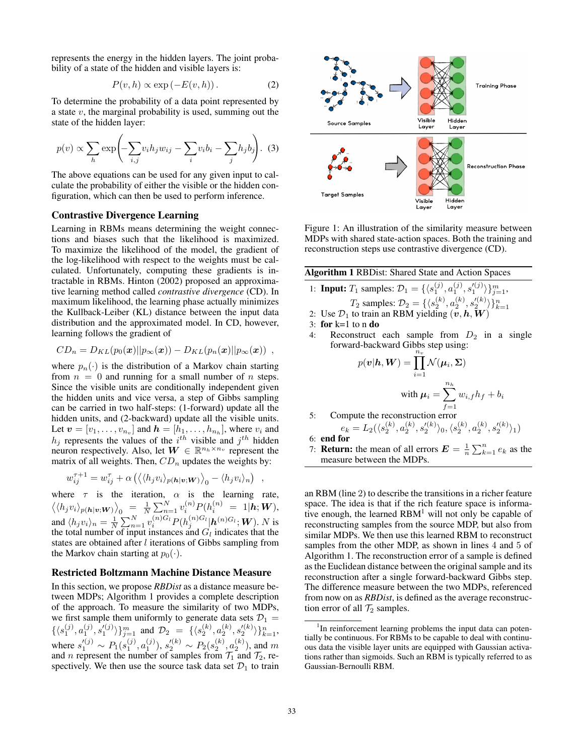represents the energy in the hidden layers. The joint probability of a state of the hidden and visible layers is:

$$P(v, h) \propto \exp\left(-E(v, h)\right). \quad (2)$$

To determine the probability of a data point represented by a state $v$, the marginal probability is used, summing out the state of the hidden layer:

$$p(v) \propto \sum_h \exp\left(-\sum_{i,j} v_i h_j w_{ij} - \sum_i v_i b_i - \sum_j h_j b_j\right). \quad (3)$$

The above equations can be used for any given input to calculate the probability of either the visible or the hidden configuration, which can then be used to perform inference.

### Contrastive Divergence Learning

Learning in RBMs means determining the weight connections and biases such that the likelihood is maximized. To maximize the likelihood of the model, the gradient of the log-likelihood with respect to the weights must be calculated. Unfortunately, computing these gradients is intractable in RBMs. Hinton (2002) proposed an approximative learning method called *contrastive divergence* (CD). In maximum likelihood, the learning phase actually minimizes the Kullback-Leiber (KL) distance between the input data distribution and the approximated model. In CD, however, learning follows the gradient of

$$CD_n = D_{KL}(p_0(\boldsymbol{x}) || p_\infty(\boldsymbol{x})) - D_{KL}(p_n(\boldsymbol{x}) || p_\infty(\boldsymbol{x})) \ ,$$

where $p_n(\cdot)$ is the distribution of a Markov chain starting from $n = 0$ and running for a small number of $n$ steps. Since the visible units are conditionally independent given the hidden units and vice versa, a step of Gibbs sampling can be carried in two half-steps: (1-forward) update all the hidden units, and (2-backward) update all the visible units. Let $\boldsymbol{v} = [v_1, \dots, v_{n_v}]$ and $\boldsymbol{h} = [h_1, \dots, h_{n_h}]$, where $v_i$ and $h_j$ represents the values of the $i^{th}$ visible and $j^{th}$ hidden neuron respectively. Also, let $\boldsymbol{W} \in \mathbb{R}^{n_h \times n_v}$ represent the matrix of all weights. Then, $CD_n$ updates the weights by:

$$w_{ij}^{\tau+1} = w_{ij}^{\tau} + \alpha\left(\left\langle \langle h_j v_i \rangle_{p(\boldsymbol{h}|\boldsymbol{v};\boldsymbol{W})} \right\rangle_0 - \langle h_j v_i \rangle_n\right) \ ,$$

where $\tau$ is the iteration, $\alpha$ is the learning rate, $\left\langle \langle h_j v_i \rangle_{p(\boldsymbol{h}|\boldsymbol{v};\boldsymbol{W})} \right\rangle_0 = \frac{1}{N}\sum_{n=1}^{N} v_i^{(n)} P(h_i^{(n)} = 1 | \boldsymbol{h}; \boldsymbol{W})$, and $\langle h_j v_i \rangle_n = \frac{1}{N}\sum_{n=1}^{N} v_i^{(n)G_l} P(h_j^{(n)G_l} | \boldsymbol{h}^{(n)G_l}; \boldsymbol{W})$. $N$ is the total number of input instances and $G_l$ indicates that the states are obtained after $l$ iterations of Gibbs sampling from the Markov chain starting at $p_0(\cdot)$.

### Restricted Boltzmann Machine Distance Measure

In this section, we propose ***RBDist*** as a distance measure between MDPs; Algorithm 1 provides a complete description of the approach. To measure the similarity of two MDPs, we first sample them uniformly to generate data sets $\mathcal{D}_1 = \{\langle s_1^{(j)}, a_1^{(j)}, s_1'^{(j)} \rangle\}_{j=1}^{m}$ and $\mathcal{D}_2 = \{\langle s_2^{(k)}, a_2^{(k)}, s_2'^{(k)} \rangle\}_{k=1}^{n}$, where $s_1'^{(j)} \sim P_1(s_1^{(j)}, a_1^{(j)})$, $s_2'^{(k)} \sim P_2(s_2^{(k)}, a_2^{(k)})$, and $m$ and $n$ represent the number of samples from $\mathcal{T}_1$ and $\mathcal{T}_2$, respectively. We then use the source task data set $\mathcal{D}_1$ to train an RBM (line 2) to describe the transitions in a richer feature space. The idea is that if the rich feature space is informative enough, the learned RBM[1] will not only be capable of reconstructing samples from the source MDP, but also from similar MDPs. We then use this learned RBM to reconstruct samples from the other MDP, as shown in lines 4 and 5 of Algorithm 1. The reconstruction error of a sample is defined as the Euclidean distance between the original sample and its reconstruction after a single forward-backward Gibbs step. The difference measure between the two MDPs, referenced from now on as ***RBDist***, is defined as the average reconstruction error of all $\mathcal{T}_2$ samples.

Source Samples
Visible Layer
Hidden Layer
Training Phase
Target Samples
Visible Layer
Hidden Layer
Reconstruction Phase

Figure 1: An illustration of the similarity measure between MDPs with shared state-action spaces. Both the training and reconstruction steps use contrastive divergence (CD).

**Algorithm 1** RBDist: Shared State and Action Spaces

1: **Input:** $T_1$ samples: $\mathcal{D}_1 = \{\langle s_1^{(j)}, a_1^{(j)}, s_1'^{(j)} \rangle\}_{j=1}^{m}$,
   $T_2$ samples: $\mathcal{D}_2 = \{\langle s_2^{(k)}, a_2^{(k)}, s_2'^{(k)} \rangle\}_{k=1}^{n}$
2: Use $\mathcal{D}_1$ to train an RBM yielding $(\boldsymbol{v}, \boldsymbol{h}, \boldsymbol{W})$
3: **for** k=1 to n **do**
4: Reconstruct each sample from $D_2$ in a single forward-backward Gibbs step using:
$$p(\boldsymbol{v}|\boldsymbol{h}, \boldsymbol{W}) = \prod_{i=1}^{n_v} \mathcal{N}(\boldsymbol{\mu}_i, \boldsymbol{\Sigma})$$
$$\text{with } \boldsymbol{\mu}_i = \sum_{f=1}^{n_h} w_{i,f} h_f + b_i$$
5: Compute the reconstruction error
$$e_k = L_2(\langle s_2^{(k)}, a_2^{(k)}, s_2'^{(k)} \rangle_0, \langle s_2^{(k)}, a_2^{(k)}, s_2'^{(k)} \rangle_1)$$
6: **end for**
7: **Return:** the mean of all errors $\boldsymbol{E} = \frac{1}{n}\sum_{k=1}^{n} e_k$ as the measure between the MDPs.

[1] In reinforcement learning problems the input data can potentially be continuous. For RBMs to be capable to deal with continuous data the visible layer units are equipped with Gaussian activations rather than sigmoids. Such an RBM is typically referred to as Gaussian-Bernoulli RBM.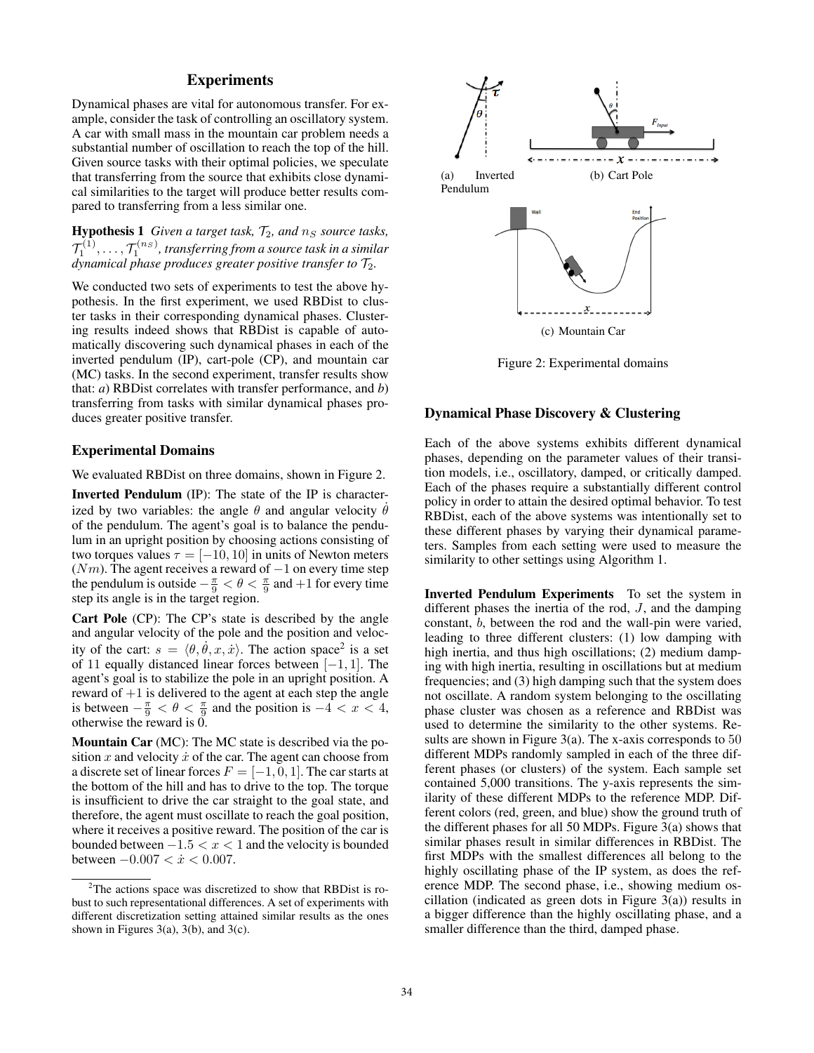## Experiments

Dynamical phases are vital for autonomous transfer. For example, consider the task of controlling an oscillatory system. A car with small mass in the mountain car problem needs a substantial number of oscillation to reach the top of the hill. Given source tasks with their optimal policies, we speculate that transferring from the source that exhibits close dynamical similarities to the target will produce better results compared to transferring from a less similar one.

**Hypothesis 1** *Given a target task, $\mathcal{T}_2$, and $n_S$ source tasks, $\mathcal{T}_1^{(1)}, \ldots, \mathcal{T}_1^{(n_S)}$, transferring from a source task in a similar dynamical phase produces greater positive transfer to $\mathcal{T}_2$.*

We conducted two sets of experiments to test the above hypothesis. In the first experiment, we used RBDist to cluster tasks in their corresponding dynamical phases. Clustering results indeed shows that RBDist is capable of automatically discovering such dynamical phases in each of the inverted pendulum (IP), cart-pole (CP), and mountain car (MC) tasks. In the second experiment, transfer results show that: *a*) RBDist correlates with transfer performance, and *b*) transferring from tasks with similar dynamical phases produces greater positive transfer.

### Experimental Domains

We evaluated RBDist on three domains, shown in Figure 2.

**Inverted Pendulum** (IP): The state of the IP is characterized by two variables: the angle $\theta$ and angular velocity $\dot{\theta}$ of the pendulum. The agent's goal is to balance the pendulum in an upright position by choosing actions consisting of two torques values $\tau = [-10, 10]$ in units of Newton meters ($Nm$). The agent receives a reward of $-1$ on every time step the pendulum is outside $-\frac{\pi}{9} < \theta < \frac{\pi}{9}$ and $+1$ for every time step its angle is in the target region.

**Cart Pole** (CP): The CP's state is described by the angle and angular velocity of the pole and the position and velocity of the cart: $s = \langle \theta, \dot{\theta}, x, \dot{x} \rangle$. The action space[2] is a set of 11 equally distanced linear forces between $[-1, 1]$. The agent's goal is to stabilize the pole in an upright position. A reward of $+1$ is delivered to the agent at each step the angle is between $-\frac{\pi}{9} < \theta < \frac{\pi}{9}$ and the position is $-4 < x < 4$, otherwise the reward is 0.

**Mountain Car** (MC): The MC state is described via the position $x$ and velocity $\dot{x}$ of the car. The agent can choose from a discrete set of linear forces $F = [-1, 0, 1]$. The car starts at the bottom of the hill and has to drive to the top. The torque is insufficient to drive the car straight to the goal state, and therefore, the agent must oscillate to reach the goal position, where it receives a positive reward. The position of the car is bounded between $-1.5 < x < 1$ and the velocity is bounded between $-0.007 < \dot{x} < 0.007$.

[2]The actions space was discretized to show that RBDist is robust to such representational differences. A set of experiments with different discretization setting attained similar results as the ones shown in Figures 3(a), 3(b), and 3(c).

(a) Inverted Pendulum

(b) Cart Pole

(c) Mountain Car

Figure 2: Experimental domains

### Dynamical Phase Discovery & Clustering

Each of the above systems exhibits different dynamical phases, depending on the parameter values of their transition models, i.e., oscillatory, damped, or critically damped. Each of the phases require a substantially different control policy in order to attain the desired optimal behavior. To test RBDist, each of the above systems was intentionally set to these different phases by varying their dynamical parameters. Samples from each setting were used to measure the similarity to other settings using Algorithm 1.

**Inverted Pendulum Experiments** To set the system in different phases the inertia of the rod, $J$, and the damping constant, $b$, between the rod and the wall-pin were varied, leading to three different clusters: (1) low damping with high inertia, and thus high oscillations; (2) medium damping with high inertia, resulting in oscillations but at medium frequencies; and (3) high damping such that the system does not oscillate. A random system belonging to the oscillating phase cluster was chosen as a reference and RBDist was used to determine the similarity to the other systems. Results are shown in Figure 3(a). The x-axis corresponds to 50 different MDPs randomly sampled in each of the three different phases (or clusters) of the system. Each sample set contained 5,000 transitions. The y-axis represents the similarity of these different MDPs to the reference MDP. Different colors (red, green, and blue) show the ground truth of the different phases for all 50 MDPs. Figure 3(a) shows that similar phases result in similar differences in RBDist. The first MDPs with the smallest differences all belong to the highly oscillating phase of the IP system, as does the reference MDP. The second phase, i.e., showing medium oscillation (indicated as green dots in Figure 3(a)) results in a bigger difference than the highly oscillating phase, and a smaller difference than the third, damped phase.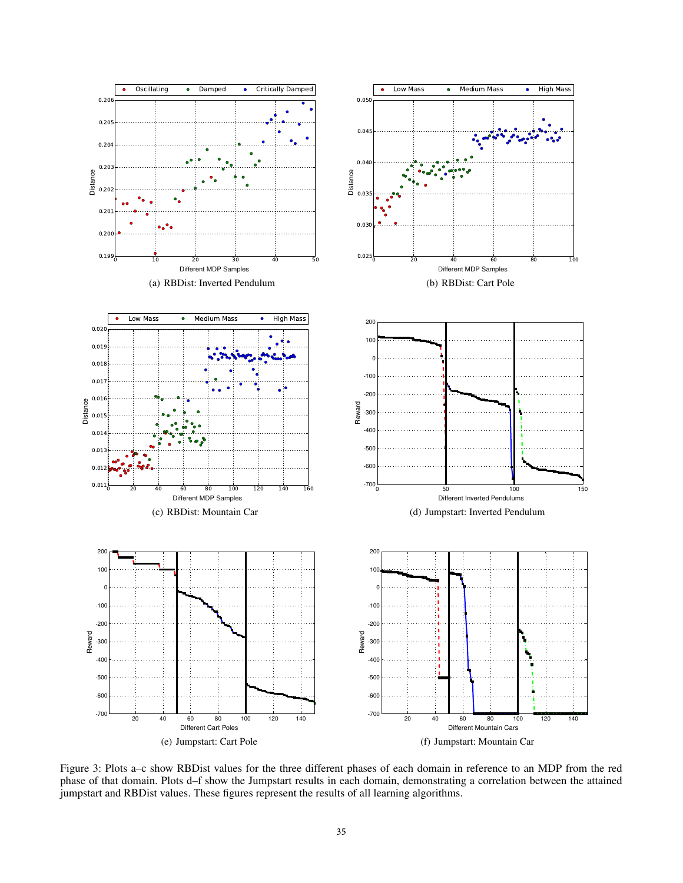Oscillating
Damped
Critically Damped

0.206
0.205
0.204
0.203
0.202
0.201
0.200
0.199

Distance

0
10
20
30
40
50

Different MDP Samples

(a) RBDist: Inverted Pendulum

Low Mass
Medium Mass
High Mass

0.050
0.045
0.040
0.035
0.030
0.025

Distance

0
20
40
60
80
100

Different MDP Samples

(b) RBDist: Cart Pole

Low Mass
Medium Mass
High Mass

0.020
0.019
0.018
0.017
0.016
0.015
0.014
0.013
0.012
0.011

Distance

0
20
40
60
80
100
120
140
160

Different MDP Samples

(c) RBDist: Mountain Car

200
100
0
-100
-200
-300
-400
-500
-600
-700

Reward

0
50
100
150

Different Inverted Pendulums

(d) Jumpstart: Inverted Pendulum

200
100
0
-100
-200
-300
-400
-500
-600
-700

Reward

20
40
60
80
100
120
140

Different Cart Poles

(e) Jumpstart: Cart Pole

200
100
0
-100
-200
-300
-400
-500
-600
-700

Reward

20
40
60
80
100
120
140

Different Mountain Cars

(f) Jumpstart: Mountain Car

Figure 3: Plots a–c show RBDist values for the three different phases of each domain in reference to an MDP from the red phase of that domain. Plots d–f show the Jumpstart results in each domain, demonstrating a correlation between the attained jumpstart and RBDist values. These figures represent the results of all learning algorithms.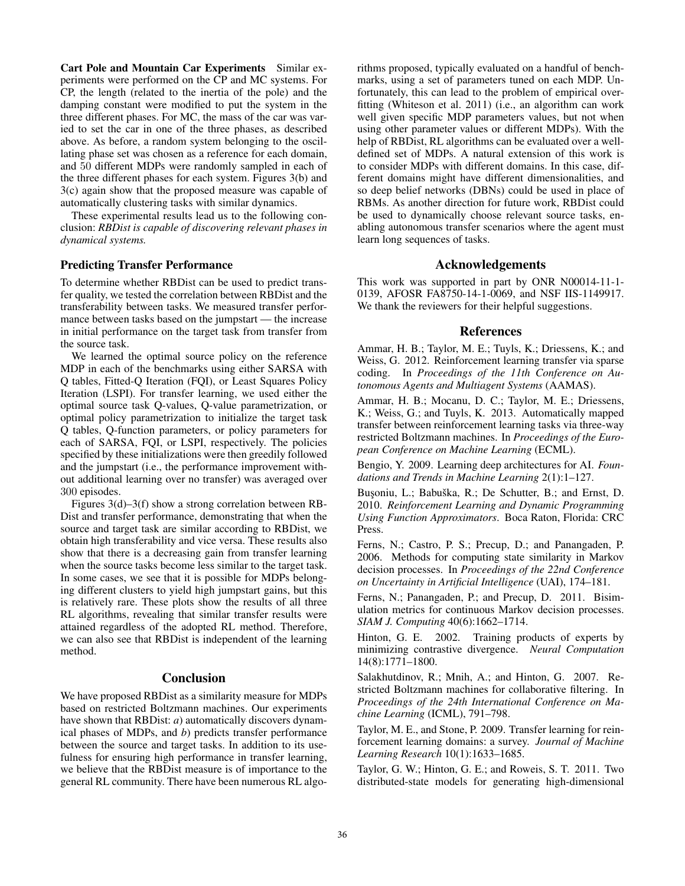**Cart Pole and Mountain Car Experiments** Similar experiments were performed on the CP and MC systems. For CP, the length (related to the inertia of the pole) and the damping constant were modified to put the system in the three different phases. For MC, the mass of the car was varied to set the car in one of the three phases, as described above. As before, a random system belonging to the oscillating phase set was chosen as a reference for each domain, and 50 different MDPs were randomly sampled in each of the three different phases for each system. Figures 3(b) and 3(c) again show that the proposed measure was capable of automatically clustering tasks with similar dynamics.

These experimental results lead us to the following conclusion: *RBDist is capable of discovering relevant phases in dynamical systems.*

### Predicting Transfer Performance

To determine whether RBDist can be used to predict transfer quality, we tested the correlation between RBDist and the transferability between tasks. We measured transfer performance between tasks based on the jumpstart — the increase in initial performance on the target task from transfer from the source task.

We learned the optimal source policy on the reference MDP in each of the benchmarks using either SARSA with Q tables, Fitted-Q Iteration (FQI), or Least Squares Policy Iteration (LSPI). For transfer learning, we used either the optimal source task Q-values, Q-value parametrization, or optimal policy parametrization to initialize the target task Q tables, Q-function parameters, or policy parameters for each of SARSA, FQI, or LSPI, respectively. The policies specified by these initializations were then greedily followed and the jumpstart (i.e., the performance improvement without additional learning over no transfer) was averaged over 300 episodes.

Figures 3(d)–3(f) show a strong correlation between RBDist and transfer performance, demonstrating that when the source and target task are similar according to RBDist, we obtain high transferability and vice versa. These results also show that there is a decreasing gain from transfer learning when the source tasks become less similar to the target task. In some cases, we see that it is possible for MDPs belonging different clusters to yield high jumpstart gains, but this is relatively rare. These plots show the results of all three RL algorithms, revealing that similar transfer results were attained regardless of the adopted RL method. Therefore, we can also see that RBDist is independent of the learning method.

## Conclusion

We have proposed RBDist as a similarity measure for MDPs based on restricted Boltzmann machines. Our experiments have shown that RBDist: *a*) automatically discovers dynamical phases of MDPs, and *b*) predicts transfer performance between the source and target tasks. In addition to its usefulness for ensuring high performance in transfer learning, we believe that the RBDist measure is of importance to the general RL community. There have been numerous RL algorithms proposed, typically evaluated on a handful of benchmarks, using a set of parameters tuned on each MDP. Unfortunately, this can lead to the problem of empirical overfitting (Whiteson et al. 2011) (i.e., an algorithm can work well given specific MDP parameters values, but not when using other parameter values or different MDPs). With the help of RBDist, RL algorithms can be evaluated over a well-defined set of MDPs. A natural extension of this work is to consider MDPs with different domains. In this case, different domains might have different dimensionalities, and so deep belief networks (DBNs) could be used in place of RBMs. As another direction for future work, RBDist could be used to dynamically choose relevant source tasks, enabling autonomous transfer scenarios where the agent must learn long sequences of tasks.

## Acknowledgements

This work was supported in part by ONR N00014-11-1-0139, AFOSR FA8750-14-1-0069, and NSF IIS-1149917. We thank the reviewers for their helpful suggestions.

## References

Ammar, H. B.; Taylor, M. E.; Tuyls, K.; Driessens, K.; and Weiss, G. 2012. Reinforcement learning transfer via sparse coding. In *Proceedings of the 11th Conference on Autonomous Agents and Multiagent Systems* (AAMAS).

Ammar, H. B.; Mocanu, D. C.; Taylor, M. E.; Driessens, K.; Weiss, G.; and Tuyls, K. 2013. Automatically mapped transfer between reinforcement learning tasks via three-way restricted Boltzmann machines. In *Proceedings of the European Conference on Machine Learning* (ECML).

Bengio, Y. 2009. Learning deep architectures for AI. *Foundations and Trends in Machine Learning* 2(1):1–127.

Buşoniu, L.; Babuška, R.; De Schutter, B.; and Ernst, D. 2010. *Reinforcement Learning and Dynamic Programming Using Function Approximators*. Boca Raton, Florida: CRC Press.

Ferns, N.; Castro, P. S.; Precup, D.; and Panangaden, P. 2006. Methods for computing state similarity in Markov decision processes. In *Proceedings of the 22nd Conference on Uncertainty in Artificial Intelligence* (UAI), 174–181.

Ferns, N.; Panangaden, P.; and Precup, D. 2011. Bisimulation metrics for continuous Markov decision processes. *SIAM J. Computing* 40(6):1662–1714.

Hinton, G. E. 2002. Training products of experts by minimizing contrastive divergence. *Neural Computation* 14(8):1771–1800.

Salakhutdinov, R.; Mnih, A.; and Hinton, G. 2007. Restricted Boltzmann machines for collaborative filtering. In *Proceedings of the 24th International Conference on Machine Learning* (ICML), 791–798.

Taylor, M. E., and Stone, P. 2009. Transfer learning for reinforcement learning domains: a survey. *Journal of Machine Learning Research* 10(1):1633–1685.

Taylor, G. W.; Hinton, G. E.; and Roweis, S. T. 2011. Two distributed-state models for generating high-dimensional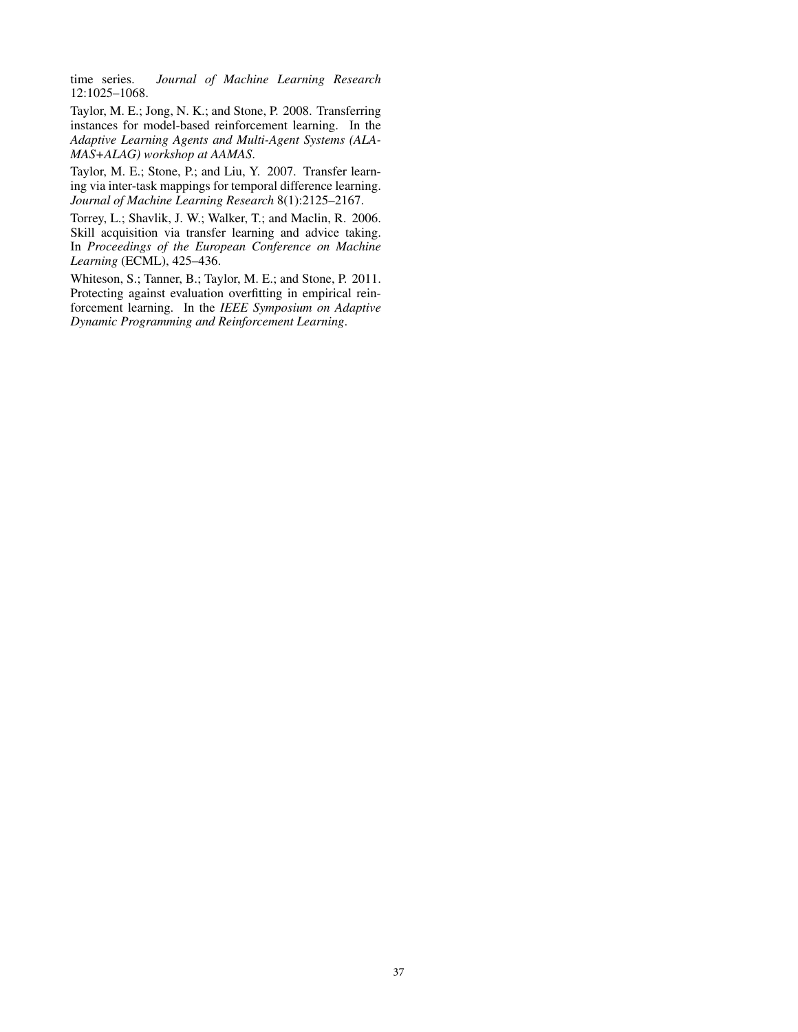time series. *Journal of Machine Learning Research* 12:1025–1068.

Taylor, M. E.; Jong, N. K.; and Stone, P. 2008. Transferring instances for model-based reinforcement learning. In the *Adaptive Learning Agents and Multi-Agent Systems (ALA-MAS+ALAG) workshop at AAMAS*.

Taylor, M. E.; Stone, P.; and Liu, Y. 2007. Transfer learning via inter-task mappings for temporal difference learning. *Journal of Machine Learning Research* 8(1):2125–2167.

Torrey, L.; Shavlik, J. W.; Walker, T.; and Maclin, R. 2006. Skill acquisition via transfer learning and advice taking. In *Proceedings of the European Conference on Machine Learning* (ECML), 425–436.

Whiteson, S.; Tanner, B.; Taylor, M. E.; and Stone, P. 2011. Protecting against evaluation overfitting in empirical reinforcement learning. In the *IEEE Symposium on Adaptive Dynamic Programming and Reinforcement Learning*.